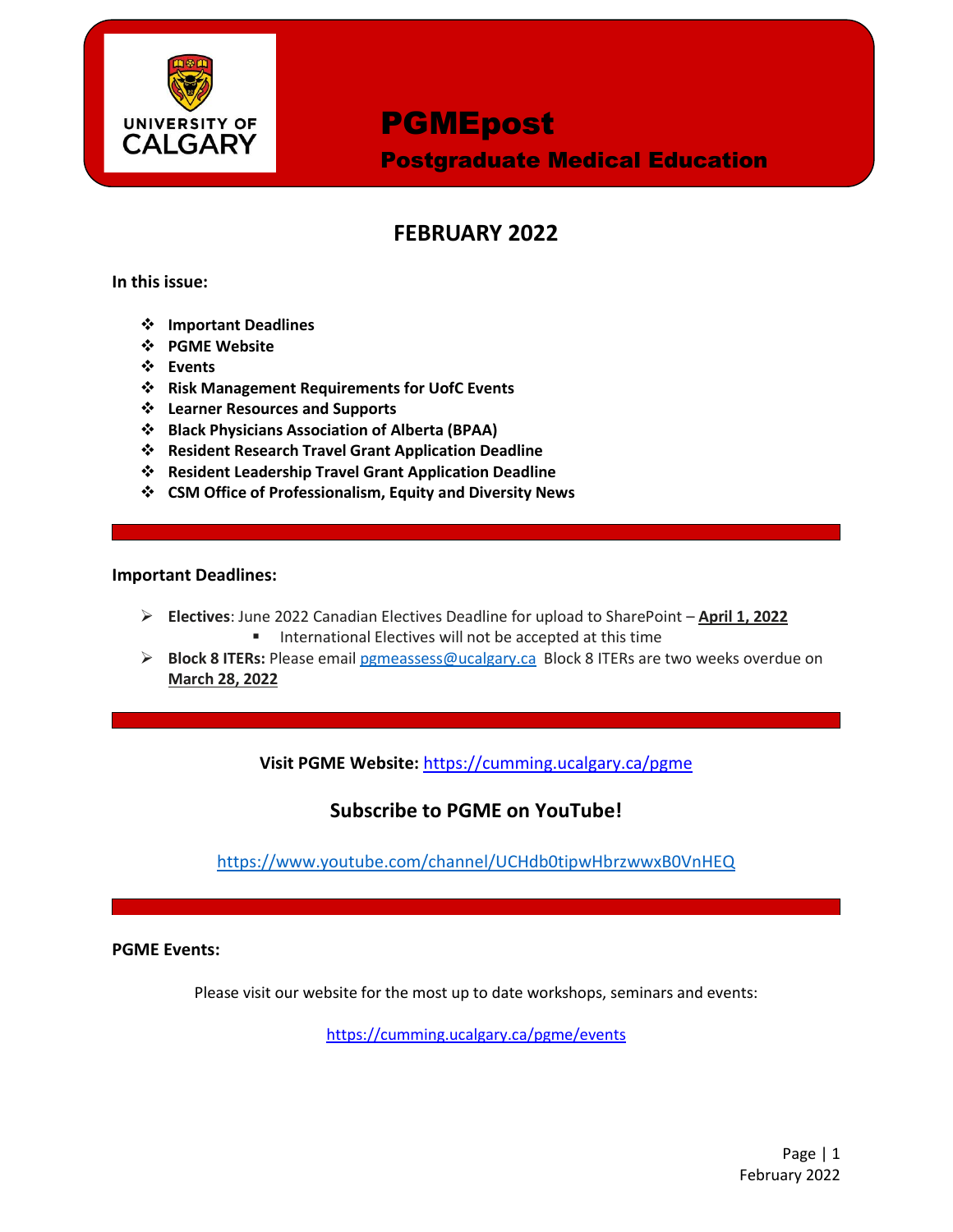UNIVERSITY OF CALGARY

# PGMEpost

## Postgraduate Medical Education

## FEBRUARY 2022

**In this issue:**

- **Important Deadlines**
- **PGME Website**
- **Events**
- **Risk Management Requirements for UofC Events**
- **Learner Resources and Supports**
- **Black Physicians Association of Alberta (BPAA)**
- **Resident Research Travel Grant Application Deadline**
- **Resident Leadership Travel Grant Application Deadline**
- **CSM Office of Professionalism, Equity and Diversity News**

---

### Important Deadlines:

- **Electives**: June 2022 Canadian Electives Deadline for upload to SharePoint – **April 1, 2022**
  - International Electives will not be accepted at this time
- **Block 8 ITERs:** Please email pgmeassess@ucalgary.ca Block 8 ITERs are two weeks overdue on **March 28, 2022**

---

**Visit PGME Website:** https://cumming.ucalgary.ca/pgme

### Subscribe to PGME on YouTube!

https://www.youtube.com/channel/UCHdb0tipwHbrzwwxB0VnHEQ

---

### PGME Events:

Please visit our website for the most up to date workshops, seminars and events:

https://cumming.ucalgary.ca/pgme/events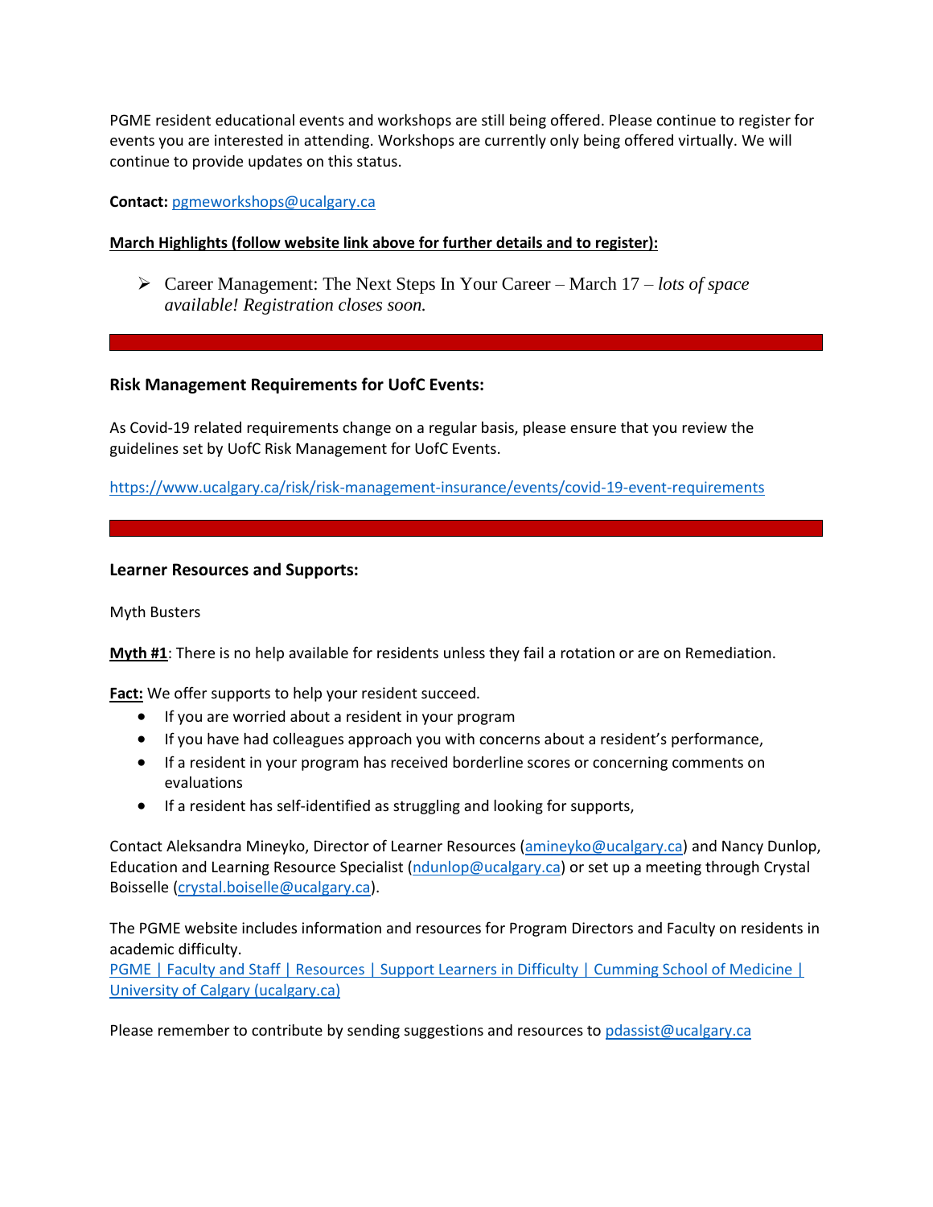PGME resident educational events and workshops are still being offered. Please continue to register for events you are interested in attending. Workshops are currently only being offered virtually. We will continue to provide updates on this status.

**Contact:** pgmeworkshops@ucalgary.ca

**March Highlights (follow website link above for further details and to register):**

- Career Management: The Next Steps In Your Career – March 17 – *lots of space available! Registration closes soon.*

---

### Risk Management Requirements for UofC Events:

As Covid-19 related requirements change on a regular basis, please ensure that you review the guidelines set by UofC Risk Management for UofC Events.

https://www.ucalgary.ca/risk/risk-management-insurance/events/covid-19-event-requirements

---

### Learner Resources and Supports:

Myth Busters

**Myth #1**: There is no help available for residents unless they fail a rotation or are on Remediation.

**Fact:** We offer supports to help your resident succeed.

- If you are worried about a resident in your program
- If you have had colleagues approach you with concerns about a resident's performance,
- If a resident in your program has received borderline scores or concerning comments on evaluations
- If a resident has self-identified as struggling and looking for supports,

Contact Aleksandra Mineyko, Director of Learner Resources (amineyko@ucalgary.ca) and Nancy Dunlop, Education and Learning Resource Specialist (ndunlop@ucalgary.ca) or set up a meeting through Crystal Boisselle (crystal.boiselle@ucalgary.ca).

The PGME website includes information and resources for Program Directors and Faculty on residents in academic difficulty.
PGME | Faculty and Staff | Resources | Support Learners in Difficulty | Cumming School of Medicine | University of Calgary (ucalgary.ca)

Please remember to contribute by sending suggestions and resources to pdassist@ucalgary.ca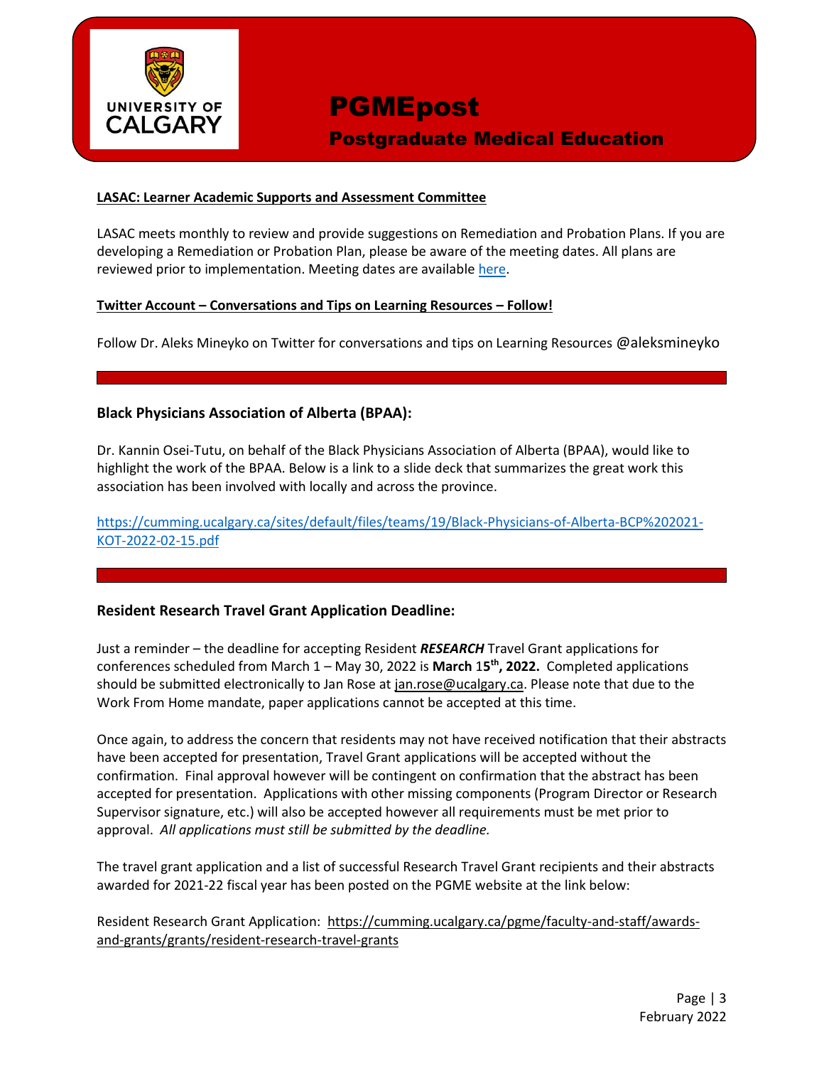**LASAC: Learner Academic Supports and Assessment Committee**

LASAC meets monthly to review and provide suggestions on Remediation and Probation Plans. If you are developing a Remediation or Probation Plan, please be aware of the meeting dates. All plans are reviewed prior to implementation. Meeting dates are available here.

**Twitter Account – Conversations and Tips on Learning Resources – Follow!**

Follow Dr. Aleks Mineyko on Twitter for conversations and tips on Learning Resources @aleksmineyko

### Black Physicians Association of Alberta (BPAA):

Dr. Kannin Osei-Tutu, on behalf of the Black Physicians Association of Alberta (BPAA), would like to highlight the work of the BPAA. Below is a link to a slide deck that summarizes the great work this association has been involved with locally and across the province.

https://cumming.ucalgary.ca/sites/default/files/teams/19/Black-Physicians-of-Alberta-BCP%202021-KOT-2022-02-15.pdf

### Resident Research Travel Grant Application Deadline:

Just a reminder – the deadline for accepting Resident ***RESEARCH*** Travel Grant applications for conferences scheduled from March 1 – May 30, 2022 is **March 15th, 2022.** Completed applications should be submitted electronically to Jan Rose at jan.rose@ucalgary.ca. Please note that due to the Work From Home mandate, paper applications cannot be accepted at this time.

Once again, to address the concern that residents may not have received notification that their abstracts have been accepted for presentation, Travel Grant applications will be accepted without the confirmation. Final approval however will be contingent on confirmation that the abstract has been accepted for presentation. Applications with other missing components (Program Director or Research Supervisor signature, etc.) will also be accepted however all requirements must be met prior to approval. *All applications must still be submitted by the deadline.*

The travel grant application and a list of successful Research Travel Grant recipients and their abstracts awarded for 2021-22 fiscal year has been posted on the PGME website at the link below:

Resident Research Grant Application: https://cumming.ucalgary.ca/pgme/faculty-and-staff/awards-and-grants/grants/resident-research-travel-grants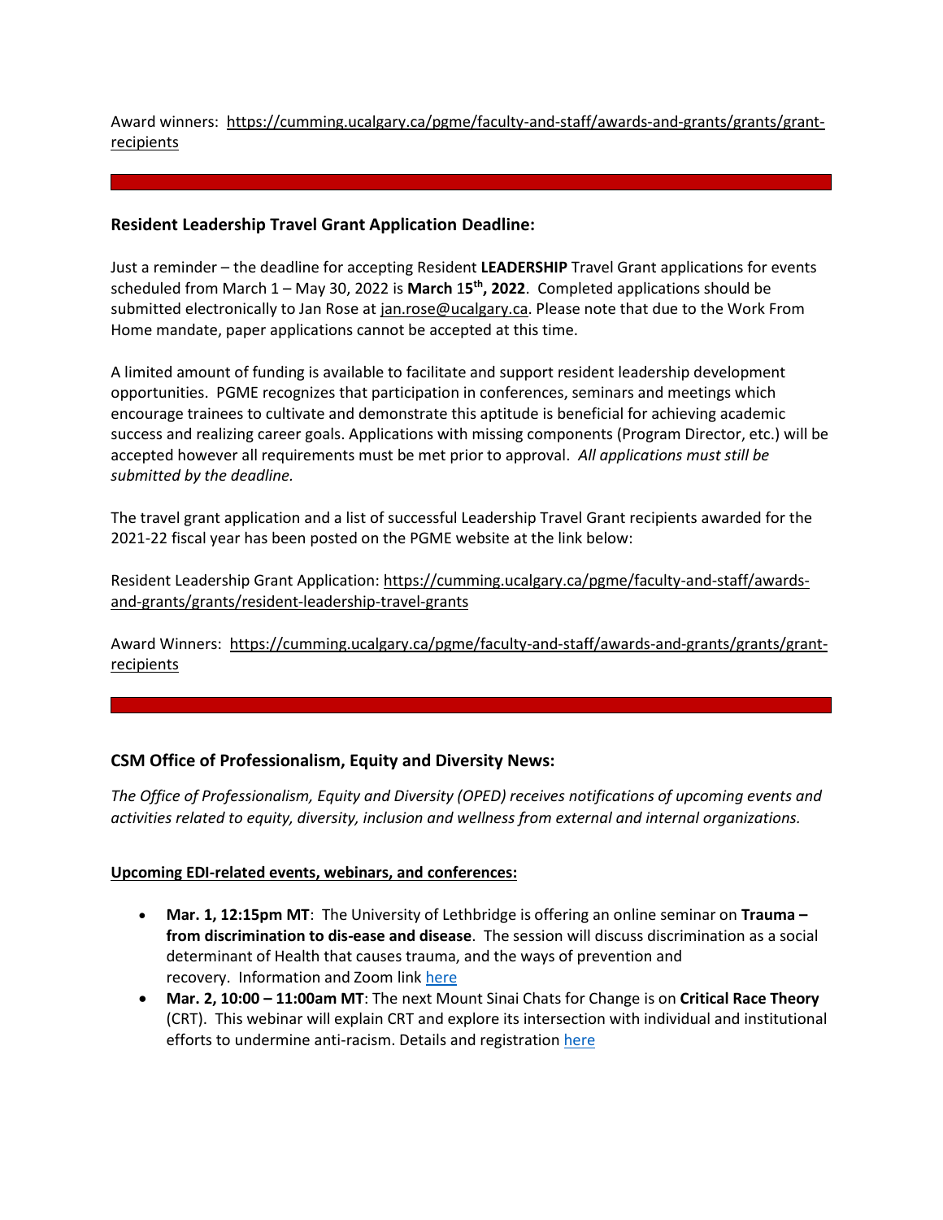Award winners: https://cumming.ucalgary.ca/pgme/faculty-and-staff/awards-and-grants/grants/grant-recipients

---

### Resident Leadership Travel Grant Application Deadline:

Just a reminder – the deadline for accepting Resident **LEADERSHIP** Travel Grant applications for events scheduled from March 1 – May 30, 2022 is **March 15th, 2022**. Completed applications should be submitted electronically to Jan Rose at jan.rose@ucalgary.ca. Please note that due to the Work From Home mandate, paper applications cannot be accepted at this time.

A limited amount of funding is available to facilitate and support resident leadership development opportunities. PGME recognizes that participation in conferences, seminars and meetings which encourage trainees to cultivate and demonstrate this aptitude is beneficial for achieving academic success and realizing career goals. Applications with missing components (Program Director, etc.) will be accepted however all requirements must be met prior to approval. *All applications must still be submitted by the deadline.*

The travel grant application and a list of successful Leadership Travel Grant recipients awarded for the 2021-22 fiscal year has been posted on the PGME website at the link below:

Resident Leadership Grant Application: https://cumming.ucalgary.ca/pgme/faculty-and-staff/awards-and-grants/grants/resident-leadership-travel-grants

Award Winners: https://cumming.ucalgary.ca/pgme/faculty-and-staff/awards-and-grants/grants/grant-recipients

---

### CSM Office of Professionalism, Equity and Diversity News:

*The Office of Professionalism, Equity and Diversity (OPED) receives notifications of upcoming events and activities related to equity, diversity, inclusion and wellness from external and internal organizations.*

**Upcoming EDI-related events, webinars, and conferences:**

- **Mar. 1, 12:15pm MT**: The University of Lethbridge is offering an online seminar on **Trauma – from discrimination to dis-ease and disease**. The session will discuss discrimination as a social determinant of Health that causes trauma, and the ways of prevention and recovery. Information and Zoom link here
- **Mar. 2, 10:00 – 11:00am MT**: The next Mount Sinai Chats for Change is on **Critical Race Theory** (CRT). This webinar will explain CRT and explore its intersection with individual and institutional efforts to undermine anti-racism. Details and registration here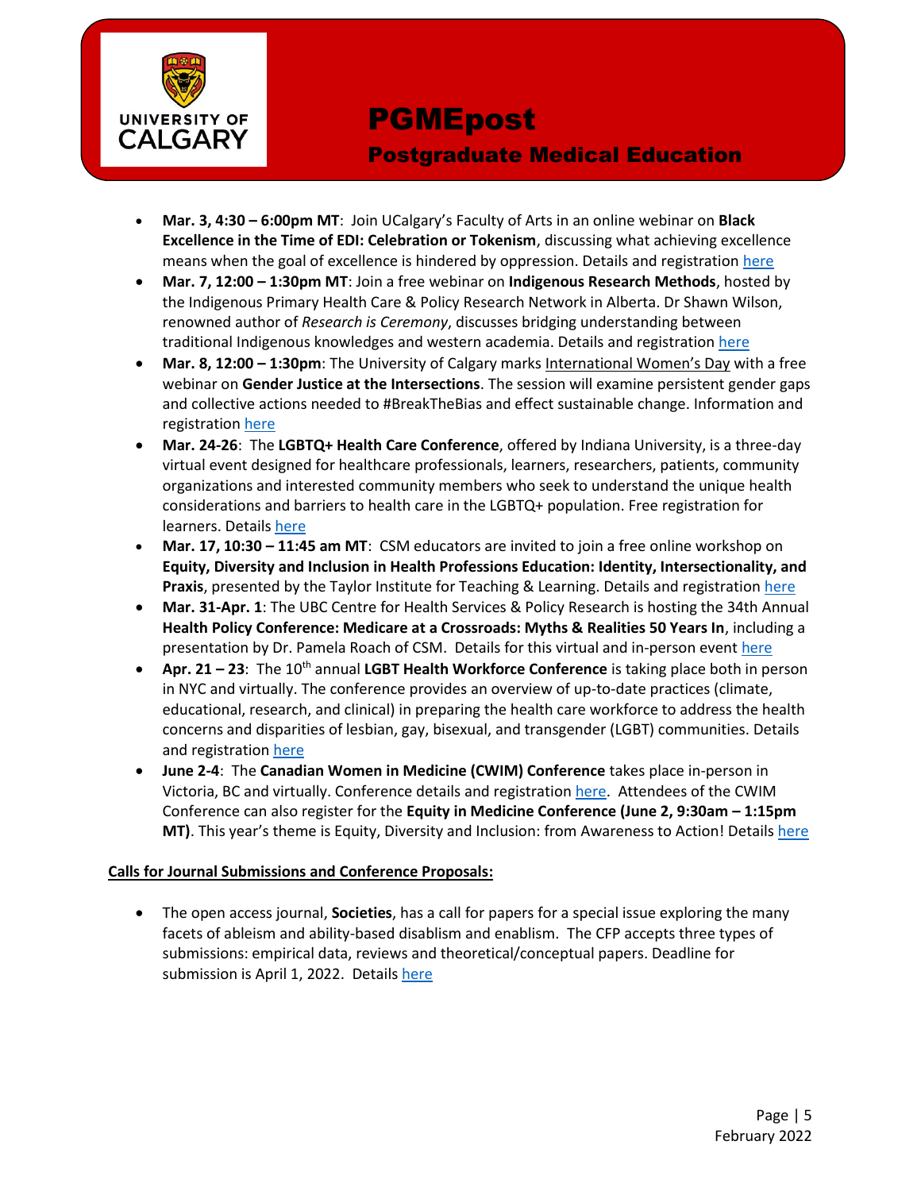- **Mar. 3, 4:30 – 6:00pm MT**: Join UCalgary's Faculty of Arts in an online webinar on **Black Excellence in the Time of EDI: Celebration or Tokenism**, discussing what achieving excellence means when the goal of excellence is hindered by oppression. Details and registration here
- **Mar. 7, 12:00 – 1:30pm MT**: Join a free webinar on **Indigenous Research Methods**, hosted by the Indigenous Primary Health Care & Policy Research Network in Alberta. Dr Shawn Wilson, renowned author of *Research is Ceremony*, discusses bridging understanding between traditional Indigenous knowledges and western academia. Details and registration here
- **Mar. 8, 12:00 – 1:30pm**: The University of Calgary marks International Women's Day with a free webinar on **Gender Justice at the Intersections**. The session will examine persistent gender gaps and collective actions needed to #BreakTheBias and effect sustainable change. Information and registration here
- **Mar. 24-26**: The **LGBTQ+ Health Care Conference**, offered by Indiana University, is a three-day virtual event designed for healthcare professionals, learners, researchers, patients, community organizations and interested community members who seek to understand the unique health considerations and barriers to health care in the LGBTQ+ population. Free registration for learners. Details here
- **Mar. 17, 10:30 – 11:45 am MT**: CSM educators are invited to join a free online workshop on **Equity, Diversity and Inclusion in Health Professions Education: Identity, Intersectionality, and Praxis**, presented by the Taylor Institute for Teaching & Learning. Details and registration here
- **Mar. 31-Apr. 1**: The UBC Centre for Health Services & Policy Research is hosting the 34th Annual **Health Policy Conference: Medicare at a Crossroads: Myths & Realities 50 Years In**, including a presentation by Dr. Pamela Roach of CSM. Details for this virtual and in-person event here
- **Apr. 21 – 23**: The 10th annual **LGBT Health Workforce Conference** is taking place both in person in NYC and virtually. The conference provides an overview of up-to-date practices (climate, educational, research, and clinical) in preparing the health care workforce to address the health concerns and disparities of lesbian, gay, bisexual, and transgender (LGBT) communities. Details and registration here
- **June 2-4**: The **Canadian Women in Medicine (CWIM) Conference** takes place in-person in Victoria, BC and virtually. Conference details and registration here. Attendees of the CWIM Conference can also register for the **Equity in Medicine Conference (June 2, 9:30am – 1:15pm MT)**. This year's theme is Equity, Diversity and Inclusion: from Awareness to Action! Details here

**Calls for Journal Submissions and Conference Proposals:**

- The open access journal, **Societies**, has a call for papers for a special issue exploring the many facets of ableism and ability-based disablism and enablism. The CFP accepts three types of submissions: empirical data, reviews and theoretical/conceptual papers. Deadline for submission is April 1, 2022. Details here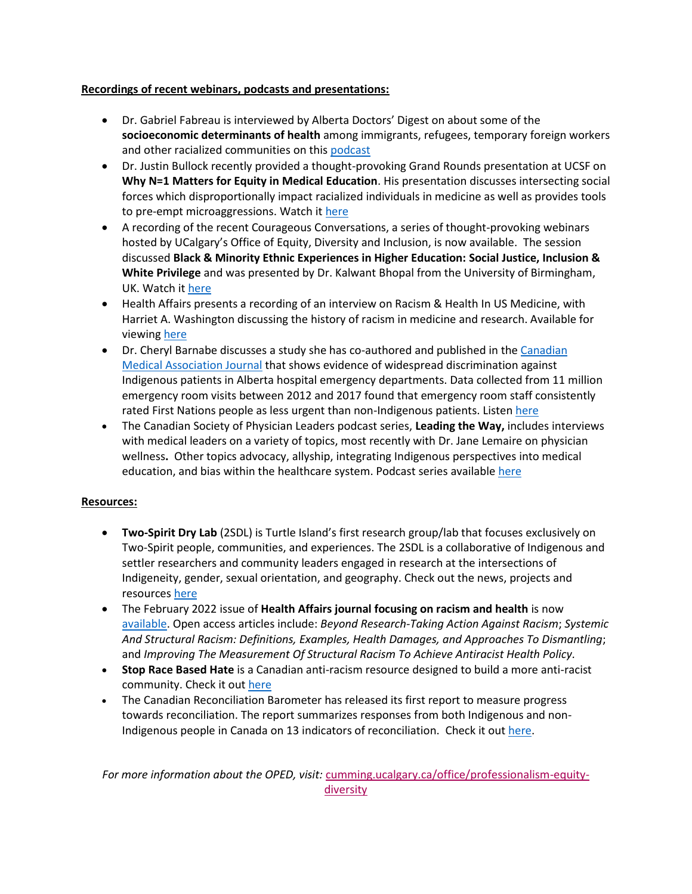**Recordings of recent webinars, podcasts and presentations:**

- Dr. Gabriel Fabreau is interviewed by Alberta Doctors' Digest on about some of the **socioeconomic determinants of health** among immigrants, refugees, temporary foreign workers and other racialized communities on this podcast
- Dr. Justin Bullock recently provided a thought-provoking Grand Rounds presentation at UCSF on **Why N=1 Matters for Equity in Medical Education**. His presentation discusses intersecting social forces which disproportionally impact racialized individuals in medicine as well as provides tools to pre-empt microaggressions. Watch it here
- A recording of the recent Courageous Conversations, a series of thought-provoking webinars hosted by UCalgary's Office of Equity, Diversity and Inclusion, is now available. The session discussed **Black & Minority Ethnic Experiences in Higher Education: Social Justice, Inclusion & White Privilege** and was presented by Dr. Kalwant Bhopal from the University of Birmingham, UK. Watch it here
- Health Affairs presents a recording of an interview on Racism & Health In US Medicine, with Harriet A. Washington discussing the history of racism in medicine and research. Available for viewing here
- Dr. Cheryl Barnabe discusses a study she has co-authored and published in the Canadian Medical Association Journal that shows evidence of widespread discrimination against Indigenous patients in Alberta hospital emergency departments. Data collected from 11 million emergency room visits between 2012 and 2017 found that emergency room staff consistently rated First Nations people as less urgent than non-Indigenous patients. Listen here
- The Canadian Society of Physician Leaders podcast series, **Leading the Way,** includes interviews with medical leaders on a variety of topics, most recently with Dr. Jane Lemaire on physician wellness**.** Other topics advocacy, allyship, integrating Indigenous perspectives into medical education, and bias within the healthcare system. Podcast series available here

**Resources:**

- **Two-Spirit Dry Lab** (2SDL) is Turtle Island's first research group/lab that focuses exclusively on Two-Spirit people, communities, and experiences. The 2SDL is a collaborative of Indigenous and settler researchers and community leaders engaged in research at the intersections of Indigeneity, gender, sexual orientation, and geography. Check out the news, projects and resources here
- The February 2022 issue of **Health Affairs journal focusing on racism and health** is now available. Open access articles include: *Beyond Research-Taking Action Against Racism*; *Systemic And Structural Racism: Definitions, Examples, Health Damages, and Approaches To Dismantling*; and *Improving The Measurement Of Structural Racism To Achieve Antiracist Health Policy.*
- **Stop Race Based Hate** is a Canadian anti-racism resource designed to build a more anti-racist community. Check it out here
- The Canadian Reconciliation Barometer has released its first report to measure progress towards reconciliation. The report summarizes responses from both Indigenous and non-Indigenous people in Canada on 13 indicators of reconciliation. Check it out here.

*For more information about the OPED, visit:* cumming.ucalgary.ca/office/professionalism-equity-diversity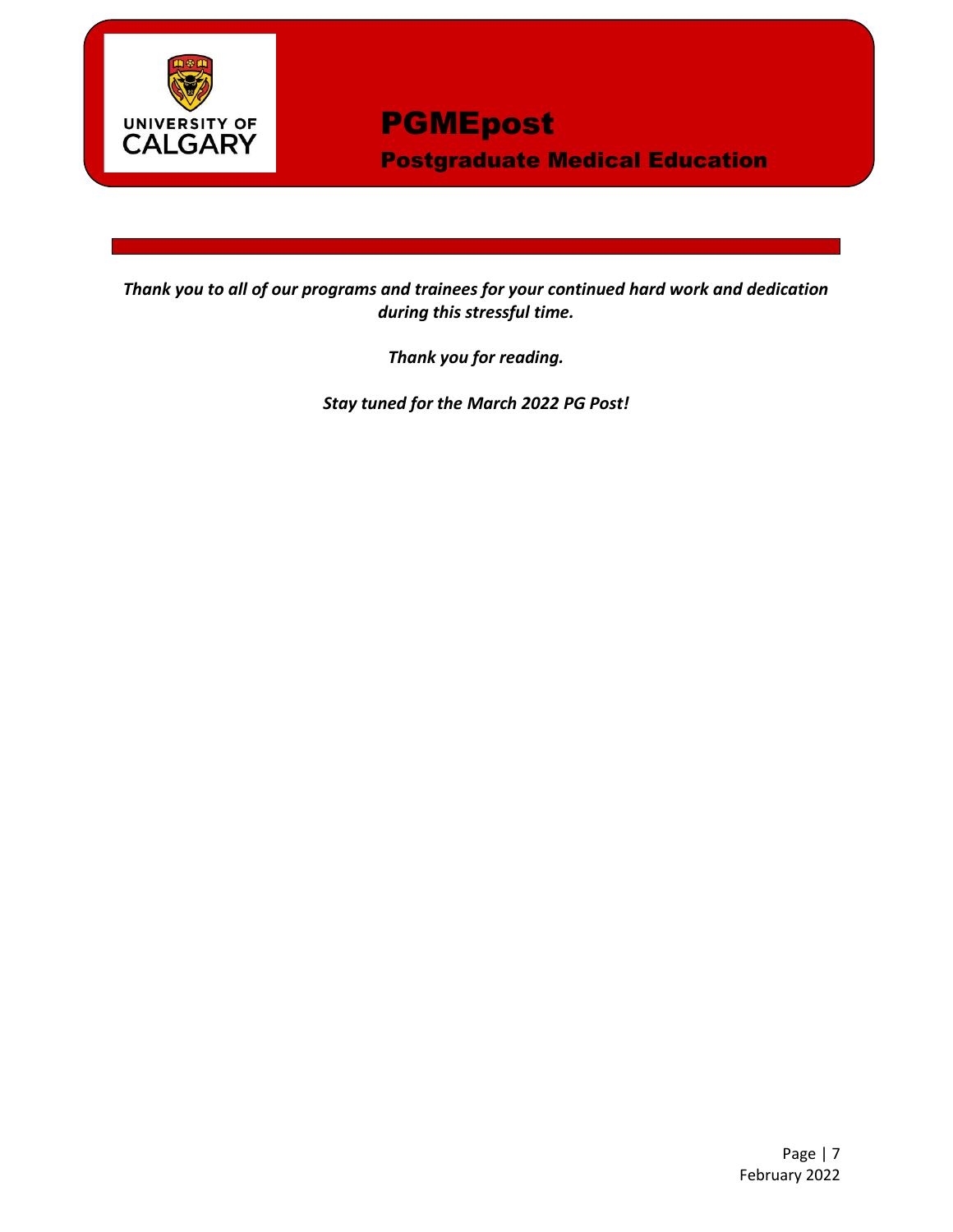***Thank you to all of our programs and trainees for your continued hard work and dedication during this stressful time.***

***Thank you for reading.***

***Stay tuned for the March 2022 PG Post!***